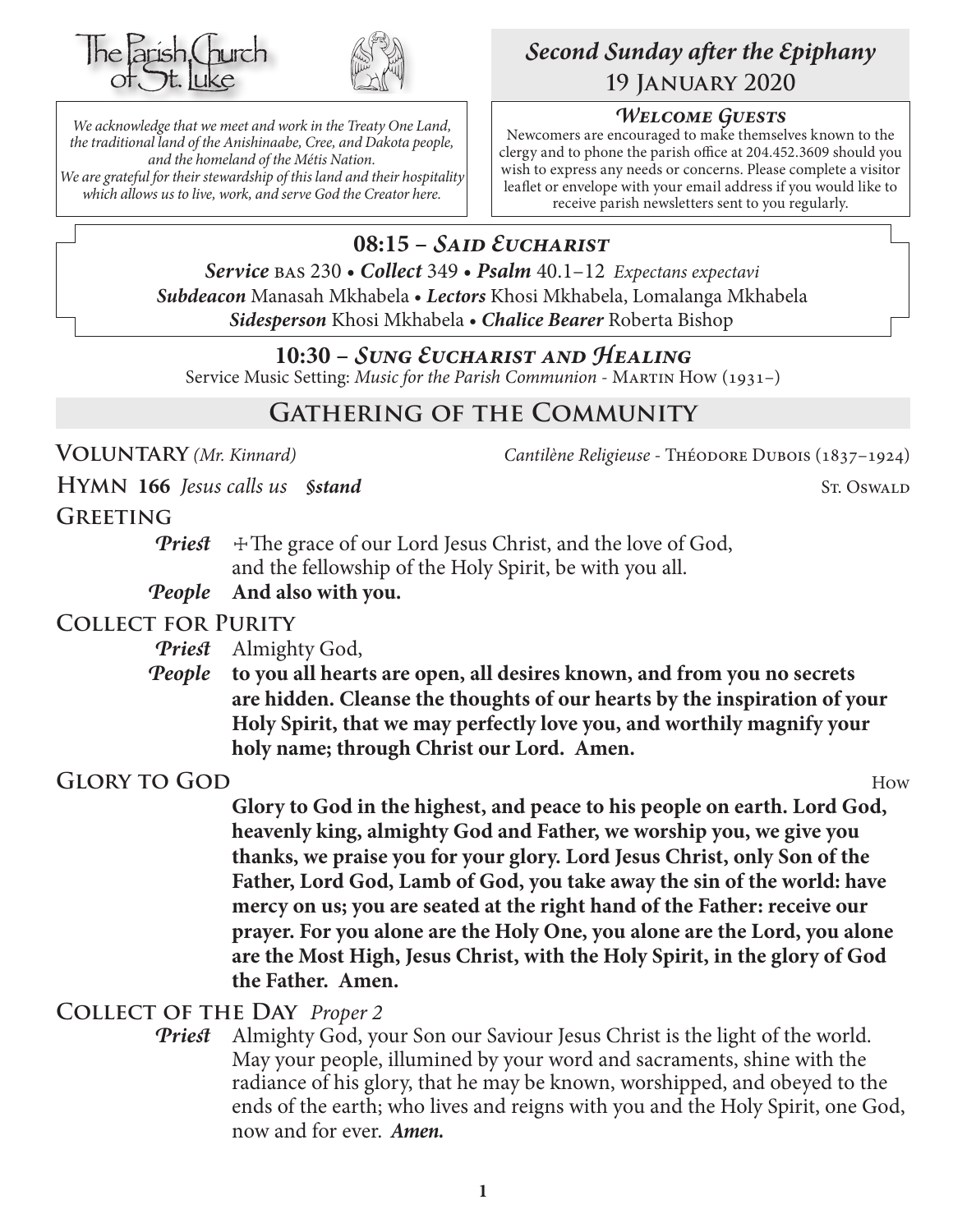The Parish Church of St. Luke

*We acknowledge that we meet and work in the Treaty One Land, the traditional land of the Anishinaabe, Cree, and Dakota people, and the homeland of the Métis Nation. We are grateful for their stewardship of this land and their hospitality which allows us to live, work, and serve God the Creator here.*

## *Second Sunday after the Epiphany*
## 19 January 2020

### *Welcome Guests*

Newcomers are encouraged to make themselves known to the clergy and to phone the parish office at 204.452.3609 should you wish to express any needs or concerns. Please complete a visitor leaflet or envelope with your email address if you would like to receive parish newsletters sent to you regularly.

### 08:15 – *Said Eucharist*

***Service*** BAS 230 • ***Collect*** 349 • ***Psalm*** 40.1–12 *Expectans expectavi*
***Subdeacon*** Manasah Mkhabela • ***Lectors*** Khosi Mkhabela, Lomalanga Mkhabela
***Sidesperson*** Khosi Mkhabela • ***Chalice Bearer*** Roberta Bishop

### 10:30 – *Sung Eucharist and Healing*

Service Music Setting: *Music for the Parish Communion* - Martin How (1931–)

## Gathering of the Community

**Voluntary** *(Mr. Kinnard)* *Cantilène Religieuse* - Théodore Dubois (1837–1924)

**Hymn 166** *Jesus calls us* ***§stand*** St. Oswald

**Greeting**

***Priest*** ☩The grace of our Lord Jesus Christ, and the love of God, and the fellowship of the Holy Spirit, be with you all.

***People*** **And also with you.**

**Collect for Purity**

***Priest*** Almighty God,

***People*** **to you all hearts are open, all desires known, and from you no secrets are hidden. Cleanse the thoughts of our hearts by the inspiration of your Holy Spirit, that we may perfectly love you, and worthily magnify your holy name; through Christ our Lord. Amen.**

**Glory to God** How

**Glory to God in the highest, and peace to his people on earth. Lord God, heavenly king, almighty God and Father, we worship you, we give you thanks, we praise you for your glory. Lord Jesus Christ, only Son of the Father, Lord God, Lamb of God, you take away the sin of the world: have mercy on us; you are seated at the right hand of the Father: receive our prayer. For you alone are the Holy One, you alone are the Lord, you alone are the Most High, Jesus Christ, with the Holy Spirit, in the glory of God the Father. Amen.**

**Collect of the Day** *Proper 2*

***Priest*** Almighty God, your Son our Saviour Jesus Christ is the light of the world. May your people, illumined by your word and sacraments, shine with the radiance of his glory, that he may be known, worshipped, and obeyed to the ends of the earth; who lives and reigns with you and the Holy Spirit, one God, now and for ever. ***Amen.***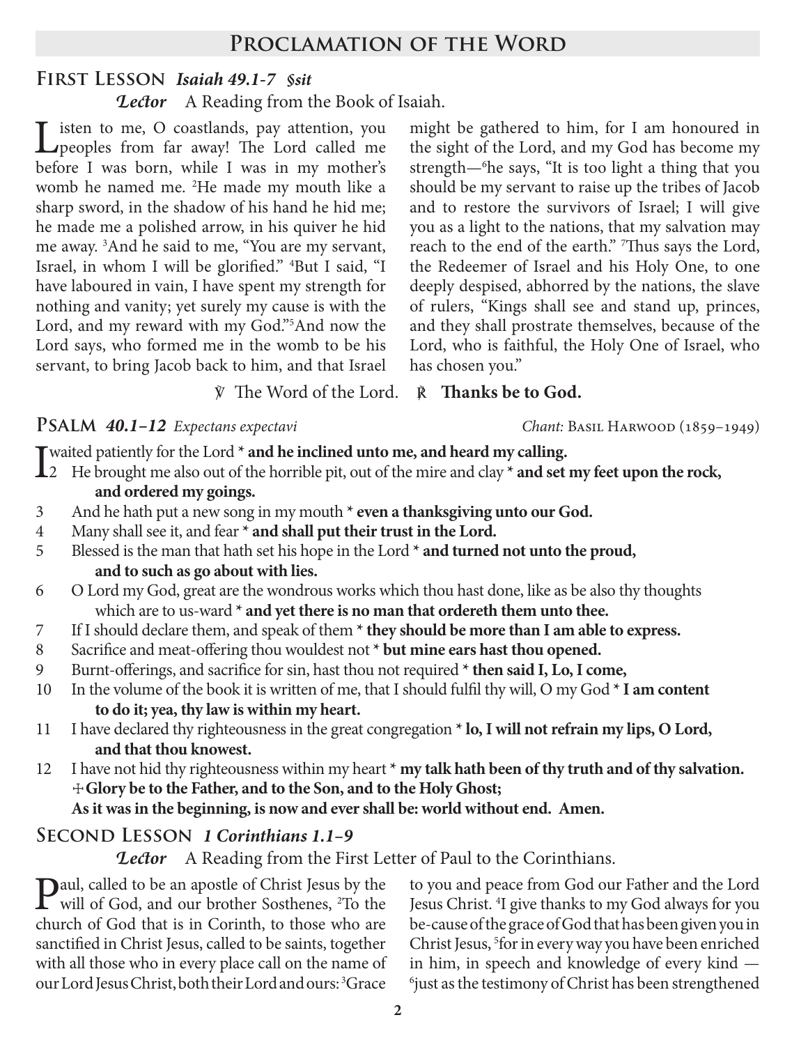# Proclamation of the Word

## First Lesson *Isaiah 49.1-7 §sit*

*Lector* A Reading from the Book of Isaiah.

Listen to me, O coastlands, pay attention, you peoples from far away! The Lord called me before I was born, while I was in my mother's womb he named me. [2]He made my mouth like a sharp sword, in the shadow of his hand he hid me; he made me a polished arrow, in his quiver he hid me away. [3]And he said to me, "You are my servant, Israel, in whom I will be glorified." [4]But I said, "I have laboured in vain, I have spent my strength for nothing and vanity; yet surely my cause is with the Lord, and my reward with my God."[5]And now the Lord says, who formed me in the womb to be his servant, to bring Jacob back to him, and that Israel might be gathered to him, for I am honoured in the sight of the Lord, and my God has become my strength—[6]he says, "It is too light a thing that you should be my servant to raise up the tribes of Jacob and to restore the survivors of Israel; I will give you as a light to the nations, that my salvation may reach to the end of the earth." [7]Thus says the Lord, the Redeemer of Israel and his Holy One, to one deeply despised, abhorred by the nations, the slave of rulers, "Kings shall see and stand up, princes, and they shall prostrate themselves, because of the Lord, who is faithful, the Holy One of Israel, who has chosen you."

℣ The Word of the Lord. ℟ **Thanks be to God.**

## Psalm *40.1–12* *Expectans expectavi*

*Chant:* Basil Harwood (1859–1949)

I waited patiently for the Lord * **and he inclined unto me, and heard my calling.**

2 He brought me also out of the horrible pit, out of the mire and clay * **and set my feet upon the rock, and ordered my goings.**

3 And he hath put a new song in my mouth * **even a thanksgiving unto our God.**

4 Many shall see it, and fear * **and shall put their trust in the Lord.**

5 Blessed is the man that hath set his hope in the Lord * **and turned not unto the proud, and to such as go about with lies.**

6 O Lord my God, great are the wondrous works which thou hast done, like as be also thy thoughts which are to us-ward * **and yet there is no man that ordereth them unto thee.**

7 If I should declare them, and speak of them * **they should be more than I am able to express.**

8 Sacrifice and meat-offering thou wouldest not * **but mine ears hast thou opened.**

9 Burnt-offerings, and sacrifice for sin, hast thou not required * **then said I, Lo, I come,**

10 In the volume of the book it is written of me, that I should fulfil thy will, O my God * **I am content to do it; yea, thy law is within my heart.**

11 I have declared thy righteousness in the great congregation * **lo, I will not refrain my lips, O Lord, and that thou knowest.**

12 I have not hid thy righteousness within my heart * **my talk hath been of thy truth and of thy salvation.**

☩ **Glory be to the Father, and to the Son, and to the Holy Ghost;**
**As it was in the beginning, is now and ever shall be: world without end. Amen.**

## Second Lesson *1 Corinthians 1.1–9*

*Lector* A Reading from the First Letter of Paul to the Corinthians.

Paul, called to be an apostle of Christ Jesus by the will of God, and our brother Sosthenes, [2]To the church of God that is in Corinth, to those who are sanctified in Christ Jesus, called to be saints, together with all those who in every place call on the name of our Lord Jesus Christ, both their Lord and ours: [3]Grace to you and peace from God our Father and the Lord Jesus Christ. [4]I give thanks to my God always for you be-cause of the grace of God that has been given you in Christ Jesus, [5]for in every way you have been enriched in him, in speech and knowledge of every kind — [6]just as the testimony of Christ has been strengthened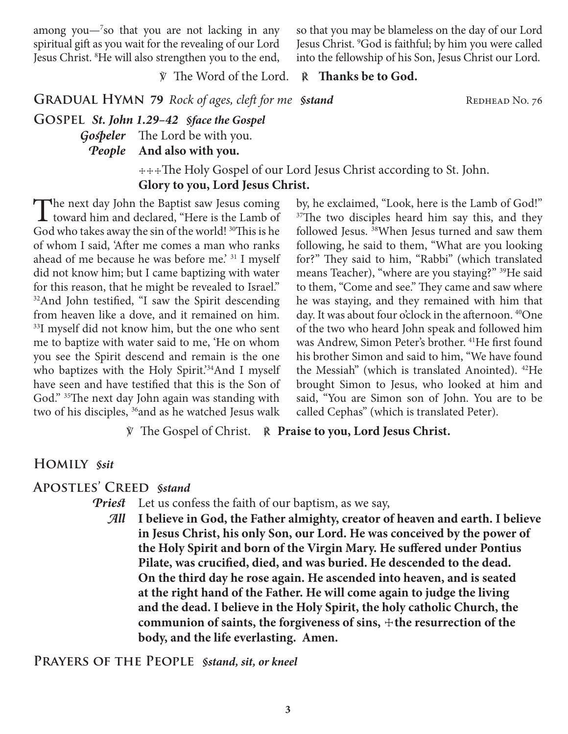among you—[7]so that you are not lacking in any spiritual gift as you wait for the revealing of our Lord Jesus Christ. [8]He will also strengthen you to the end, so that you may be blameless on the day of our Lord Jesus Christ. [9]God is faithful; by him you were called into the fellowship of his Son, Jesus Christ our Lord.

℣ The Word of the Lord. ℟ **Thanks be to God.**

## Gradual Hymn 79 *Rock of ages, cleft for me §stand* Redhead No. 76

## Gospel *St. John 1.29–42 §face the Gospel*

*Gospeler* The Lord be with you.
*People* **And also with you.**

✠✠✠The Holy Gospel of our Lord Jesus Christ according to St. John.
**Glory to you, Lord Jesus Christ.**

The next day John the Baptist saw Jesus coming toward him and declared, "Here is the Lamb of God who takes away the sin of the world! [30]This is he of whom I said, 'After me comes a man who ranks ahead of me because he was before me.' [31] I myself did not know him; but I came baptizing with water for this reason, that he might be revealed to Israel." [32]And John testified, "I saw the Spirit descending from heaven like a dove, and it remained on him. [33]I myself did not know him, but the one who sent me to baptize with water said to me, 'He on whom you see the Spirit descend and remain is the one who baptizes with the Holy Spirit.'[34]And I myself have seen and have testified that this is the Son of God." [35]The next day John again was standing with two of his disciples, [36]and as he watched Jesus walk by, he exclaimed, "Look, here is the Lamb of God!" [37]The two disciples heard him say this, and they followed Jesus. [38]When Jesus turned and saw them following, he said to them, "What are you looking for?" They said to him, "Rabbi" (which translated means Teacher), "where are you staying?" [39]He said to them, "Come and see." They came and saw where he was staying, and they remained with him that day. It was about four o'clock in the afternoon. [40]One of the two who heard John speak and followed him was Andrew, Simon Peter's brother. [41]He first found his brother Simon and said to him, "We have found the Messiah" (which is translated Anointed). [42]He brought Simon to Jesus, who looked at him and said, "You are Simon son of John. You are to be called Cephas" (which is translated Peter).

℣ The Gospel of Christ. ℟ **Praise to you, Lord Jesus Christ.**

## Homily *§sit*

## Apostles' Creed *§stand*

*Priest* Let us confess the faith of our baptism, as we say,

*All* **I believe in God, the Father almighty, creator of heaven and earth. I believe in Jesus Christ, his only Son, our Lord. He was conceived by the power of the Holy Spirit and born of the Virgin Mary. He suffered under Pontius Pilate, was crucified, died, and was buried. He descended to the dead. On the third day he rose again. He ascended into heaven, and is seated at the right hand of the Father. He will come again to judge the living and the dead. I believe in the Holy Spirit, the holy catholic Church, the communion of saints, the forgiveness of sins, ✠the resurrection of the body, and the life everlasting. Amen.**

## Prayers of the People *§stand, sit, or kneel*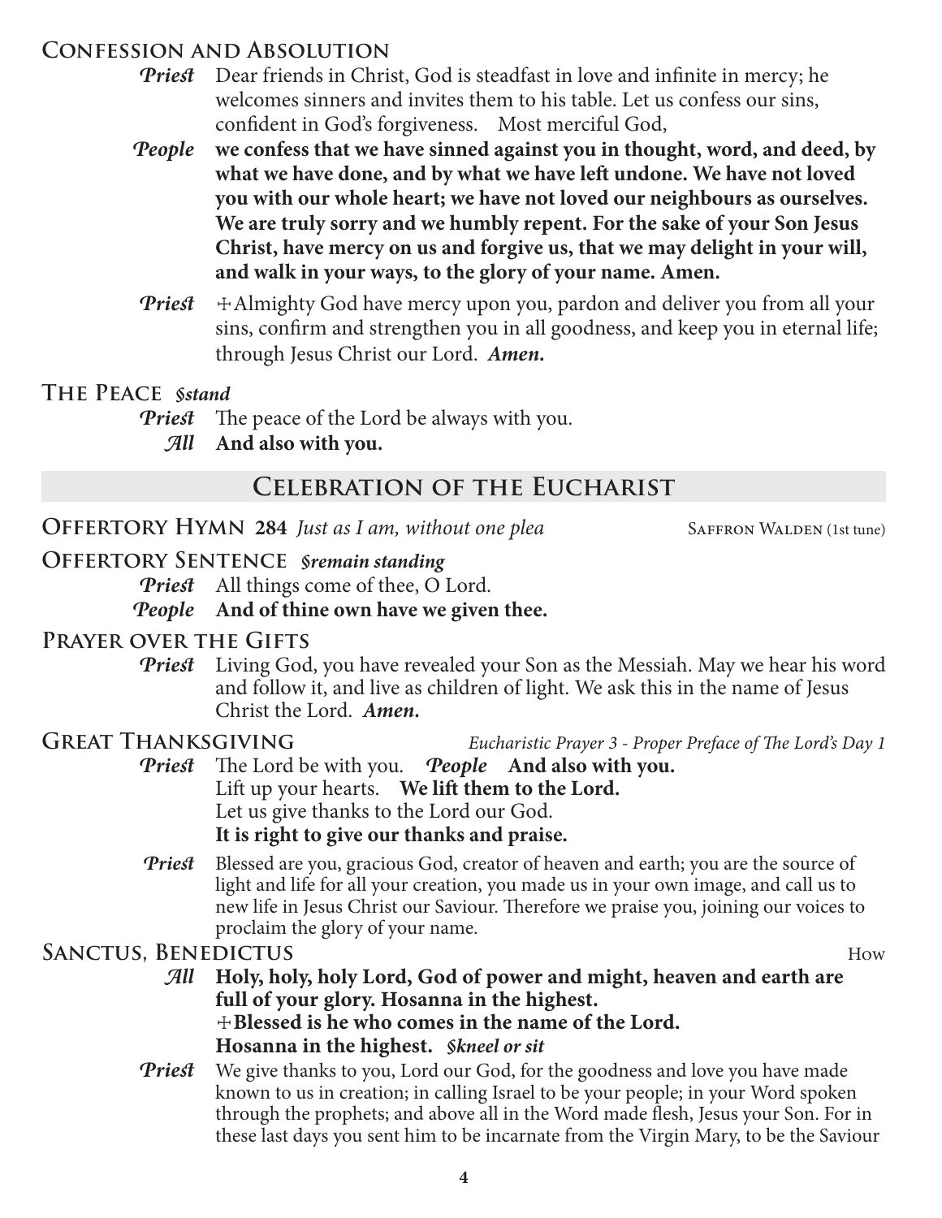### Confession and Absolution

***Priest*** Dear friends in Christ, God is steadfast in love and infinite in mercy; he welcomes sinners and invites them to his table. Let us confess our sins, confident in God's forgiveness. Most merciful God,

***People*** **we confess that we have sinned against you in thought, word, and deed, by what we have done, and by what we have left undone. We have not loved you with our whole heart; we have not loved our neighbours as ourselves. We are truly sorry and we humbly repent. For the sake of your Son Jesus Christ, have mercy on us and forgive us, that we may delight in your will, and walk in your ways, to the glory of your name. Amen.**

***Priest*** ☩Almighty God have mercy upon you, pardon and deliver you from all your sins, confirm and strengthen you in all goodness, and keep you in eternal life; through Jesus Christ our Lord. ***Amen.***

### The Peace *§stand*

***Priest*** The peace of the Lord be always with you.

***All*** **And also with you.**

## Celebration of the Eucharist

### Offertory Hymn 284 *Just as I am, without one plea* Saffron Walden (1st tune)

### Offertory Sentence *§remain standing*

***Priest*** All things come of thee, O Lord.

***People*** **And of thine own have we given thee.**

### Prayer over the Gifts

***Priest*** Living God, you have revealed your Son as the Messiah. May we hear his word and follow it, and live as children of light. We ask this in the name of Jesus Christ the Lord. ***Amen.***

### Great Thanksgiving *Eucharistic Prayer 3 - Proper Preface of The Lord's Day 1*

***Priest*** The Lord be with you. ***People*** **And also with you.**

Lift up your hearts. **We lift them to the Lord.**

Let us give thanks to the Lord our God.

**It is right to give our thanks and praise.**

***Priest*** Blessed are you, gracious God, creator of heaven and earth; you are the source of light and life for all your creation, you made us in your own image, and call us to new life in Jesus Christ our Saviour. Therefore we praise you, joining our voices to proclaim the glory of your name.

### Sanctus, Benedictus How

***All*** **Holy, holy, holy Lord, God of power and might, heaven and earth are full of your glory. Hosanna in the highest.**
**☩Blessed is he who comes in the name of the Lord.**
**Hosanna in the highest.** *§kneel or sit*

***Priest*** We give thanks to you, Lord our God, for the goodness and love you have made known to us in creation; in calling Israel to be your people; in your Word spoken through the prophets; and above all in the Word made flesh, Jesus your Son. For in these last days you sent him to be incarnate from the Virgin Mary, to be the Saviour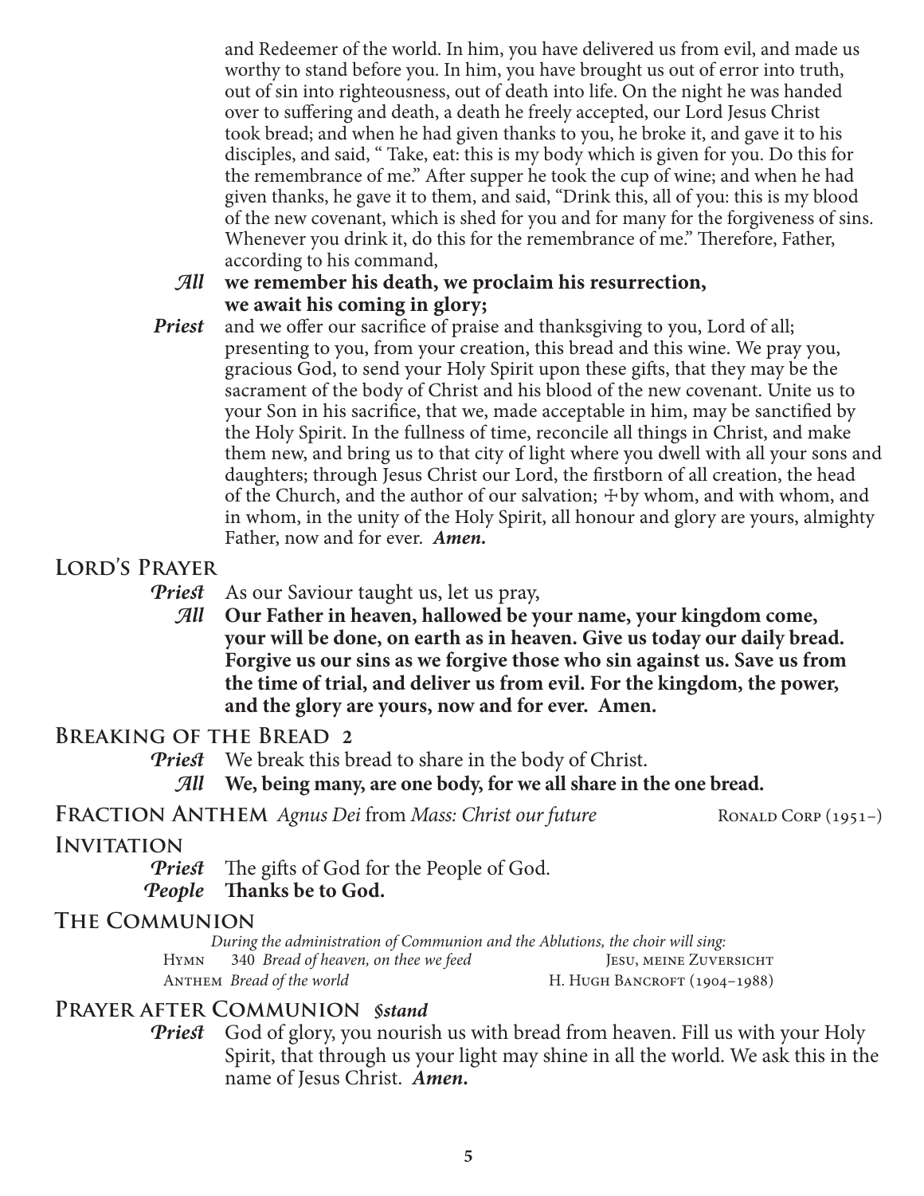and Redeemer of the world. In him, you have delivered us from evil, and made us worthy to stand before you. In him, you have brought us out of error into truth, out of sin into righteousness, out of death into life. On the night he was handed over to suffering and death, a death he freely accepted, our Lord Jesus Christ took bread; and when he had given thanks to you, he broke it, and gave it to his disciples, and said, " Take, eat: this is my body which is given for you. Do this for the remembrance of me." After supper he took the cup of wine; and when he had given thanks, he gave it to them, and said, "Drink this, all of you: this is my blood of the new covenant, which is shed for you and for many for the forgiveness of sins. Whenever you drink it, do this for the remembrance of me." Therefore, Father, according to his command,

*All* **we remember his death, we proclaim his resurrection, we await his coming in glory;**

*Priest* and we offer our sacrifice of praise and thanksgiving to you, Lord of all; presenting to you, from your creation, this bread and this wine. We pray you, gracious God, to send your Holy Spirit upon these gifts, that they may be the sacrament of the body of Christ and his blood of the new covenant. Unite us to your Son in his sacrifice, that we, made acceptable in him, may be sanctified by the Holy Spirit. In the fullness of time, reconcile all things in Christ, and make them new, and bring us to that city of light where you dwell with all your sons and daughters; through Jesus Christ our Lord, the firstborn of all creation, the head of the Church, and the author of our salvation; ✠by whom, and with whom, and in whom, in the unity of the Holy Spirit, all honour and glory are yours, almighty Father, now and for ever. ***Amen.***

## Lord's Prayer

*Priest* As our Saviour taught us, let us pray,

*All* **Our Father in heaven, hallowed be your name, your kingdom come, your will be done, on earth as in heaven. Give us today our daily bread. Forgive us our sins as we forgive those who sin against us. Save us from the time of trial, and deliver us from evil. For the kingdom, the power, and the glory are yours, now and for ever. Amen.**

## Breaking of the Bread 2

*Priest* We break this bread to share in the body of Christ.

*All* **We, being many, are one body, for we all share in the one bread.**

## Fraction Anthem *Agnus Dei* from *Mass: Christ our future* Ronald Corp (1951–)

## Invitation

*Priest* The gifts of God for the People of God.

*People* **Thanks be to God.**

## The Communion

*During the administration of Communion and the Ablutions, the choir will sing:*

Hymn 340 *Bread of heaven, on thee we feed* Jesu, meine Zuversicht

Anthem *Bread of the world* H. Hugh Bancroft (1904–1988)

## Prayer after Communion *§stand*

*Priest* God of glory, you nourish us with bread from heaven. Fill us with your Holy Spirit, that through us your light may shine in all the world. We ask this in the name of Jesus Christ. ***Amen.***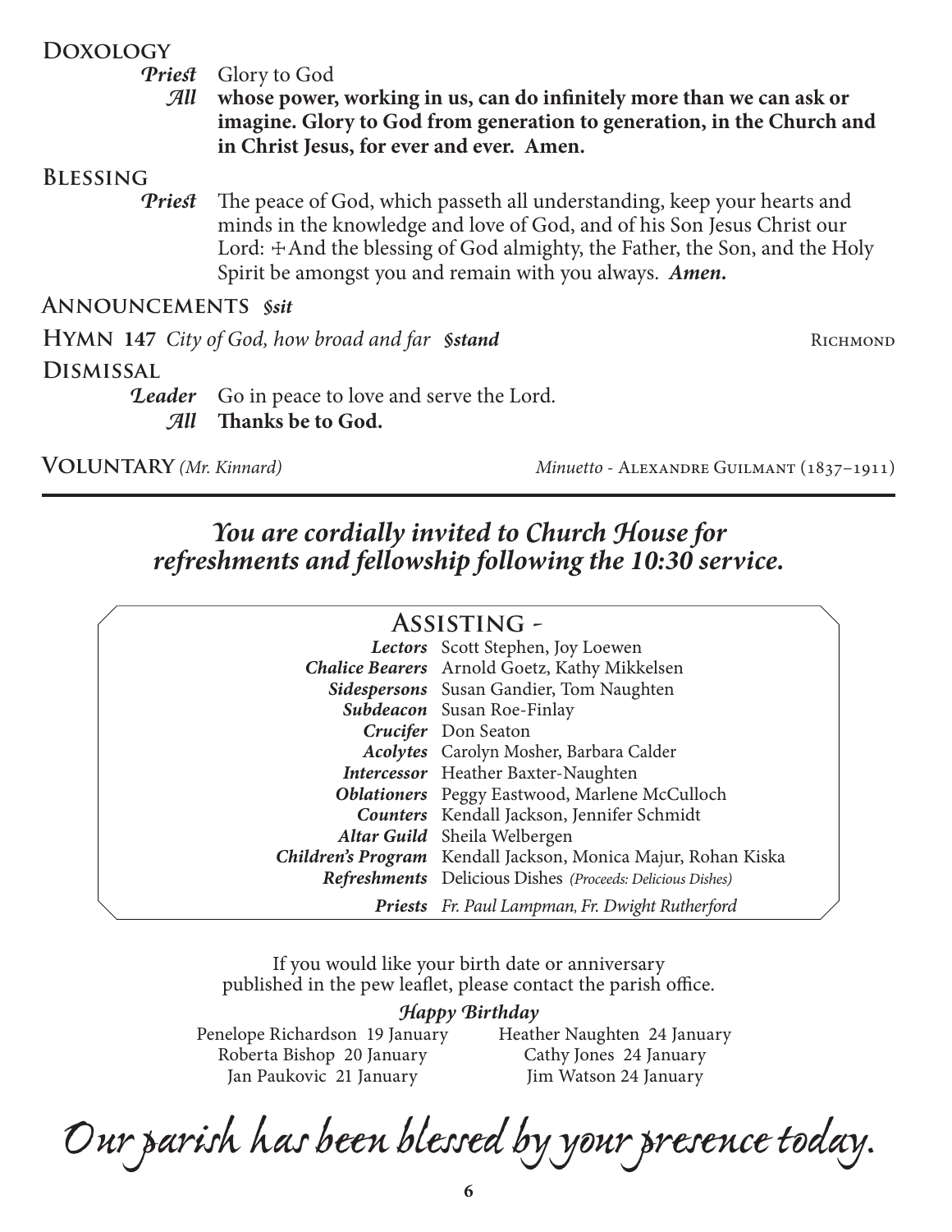### Doxology

*Priest* Glory to God

*All* **whose power, working in us, can do infinitely more than we can ask or imagine. Glory to God from generation to generation, in the Church and in Christ Jesus, for ever and ever. Amen.**

### Blessing

*Priest* The peace of God, which passeth all understanding, keep your hearts and minds in the knowledge and love of God, and of his Son Jesus Christ our Lord: ✠ And the blessing of God almighty, the Father, the Son, and the Holy Spirit be amongst you and remain with you always. ***Amen.***

### Announcements *§sit*

### Hymn 147 *City of God, how broad and far* *§stand* — Richmond

### Dismissal

*Leader* Go in peace to love and serve the Lord.

*All* **Thanks be to God.**

### Voluntary *(Mr. Kinnard)* — *Minuetto* - Alexandre Guilmant (1837–1911)

---

***You are cordially invited to Church House for refreshments and fellowship following the 10:30 service.***

## Assisting -

| | |
|---|---|
| ***Lectors*** | Scott Stephen, Joy Loewen |
| ***Chalice Bearers*** | Arnold Goetz, Kathy Mikkelsen |
| ***Sidespersons*** | Susan Gandier, Tom Naughten |
| ***Subdeacon*** | Susan Roe-Finlay |
| ***Crucifer*** | Don Seaton |
| ***Acolytes*** | Carolyn Mosher, Barbara Calder |
| ***Intercessor*** | Heather Baxter-Naughten |
| ***Oblationers*** | Peggy Eastwood, Marlene McCulloch |
| ***Counters*** | Kendall Jackson, Jennifer Schmidt |
| ***Altar Guild*** | Sheila Welbergen |
| ***Children's Program*** | Kendall Jackson, Monica Majur, Rohan Kiska |
| ***Refreshments*** | Delicious Dishes *(Proceeds: Delicious Dishes)* |
| ***Priests*** | *Fr. Paul Lampman, Fr. Dwight Rutherford* |

If you would like your birth date or anniversary published in the pew leaflet, please contact the parish office.

***Happy Birthday***

Penelope Richardson 19 January
Roberta Bishop 20 January
Jan Paukovic 21 January
Heather Naughten 24 January
Cathy Jones 24 January
Jim Watson 24 January

*Our parish has been blessed by your presence today.*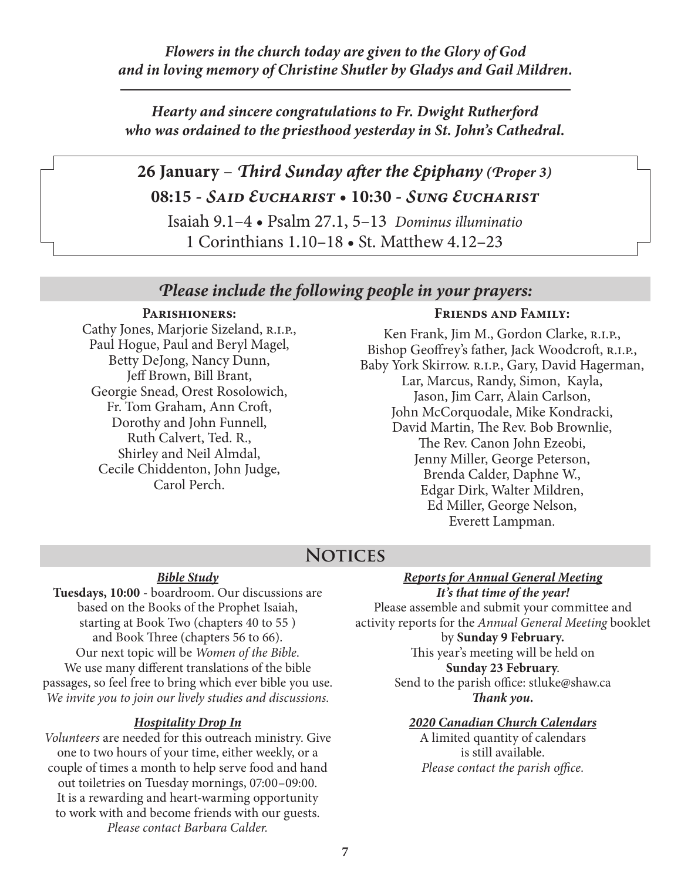***Flowers in the church today are given to the Glory of God and in loving memory of Christine Shutler by Gladys and Gail Mildren.***

---

***Hearty and sincere congratulations to Fr. Dwight Rutherford who was ordained to the priesthood yesterday in St. John's Cathedral.***

## 26 January – *Third Sunday after the Epiphany (Proper 3)*

**08:15 - *Said Eucharist* • 10:30 - *Sung Eucharist***

Isaiah 9.1–4 • Psalm 27.1, 5–13 *Dominus illuminatio*
1 Corinthians 1.10–18 • St. Matthew 4.12–23

## *Please include the following people in your prayers:*

**Parishioners:**

Cathy Jones, Marjorie Sizeland, R.I.P., Paul Hogue, Paul and Beryl Magel, Betty DeJong, Nancy Dunn, Jeff Brown, Bill Brant, Georgie Snead, Orest Rosolowich, Fr. Tom Graham, Ann Croft, Dorothy and John Funnell, Ruth Calvert, Ted. R., Shirley and Neil Almdal, Cecile Chiddenton, John Judge, Carol Perch.

**Friends and Family:**

Ken Frank, Jim M., Gordon Clarke, R.I.P., Bishop Geoffrey's father, Jack Woodcroft, R.I.P., Baby York Skirrow. R.I.P., Gary, David Hagerman, Lar, Marcus, Randy, Simon, Kayla, Jason, Jim Carr, Alain Carlson, John McCorquodale, Mike Kondracki, David Martin, The Rev. Bob Brownlie, The Rev. Canon John Ezeobi, Jenny Miller, George Peterson, Brenda Calder, Daphne W., Edgar Dirk, Walter Mildren, Ed Miller, George Nelson, Everett Lampman.

## Notices

### *Bible Study*

**Tuesdays, 10:00** - boardroom. Our discussions are based on the Books of the Prophet Isaiah, starting at Book Two (chapters 40 to 55 ) and Book Three (chapters 56 to 66). Our next topic will be *Women of the Bible*. We use many different translations of the bible passages, so feel free to bring which ever bible you use. *We invite you to join our lively studies and discussions.*

### *Hospitality Drop In*

*Volunteers* are needed for this outreach ministry. Give one to two hours of your time, either weekly, or a couple of times a month to help serve food and hand out toiletries on Tuesday mornings, 07:00–09:00. It is a rewarding and heart-warming opportunity to work with and become friends with our guests. *Please contact Barbara Calder.*

### *Reports for Annual General Meeting*

***It's that time of the year!***

Please assemble and submit your committee and activity reports for the *Annual General Meeting* booklet by **Sunday 9 February.** This year's meeting will be held on **Sunday 23 February**. Send to the parish office: stluke@shaw.ca ***Thank you.***

### *2020 Canadian Church Calendars*

A limited quantity of calendars is still available. *Please contact the parish office.*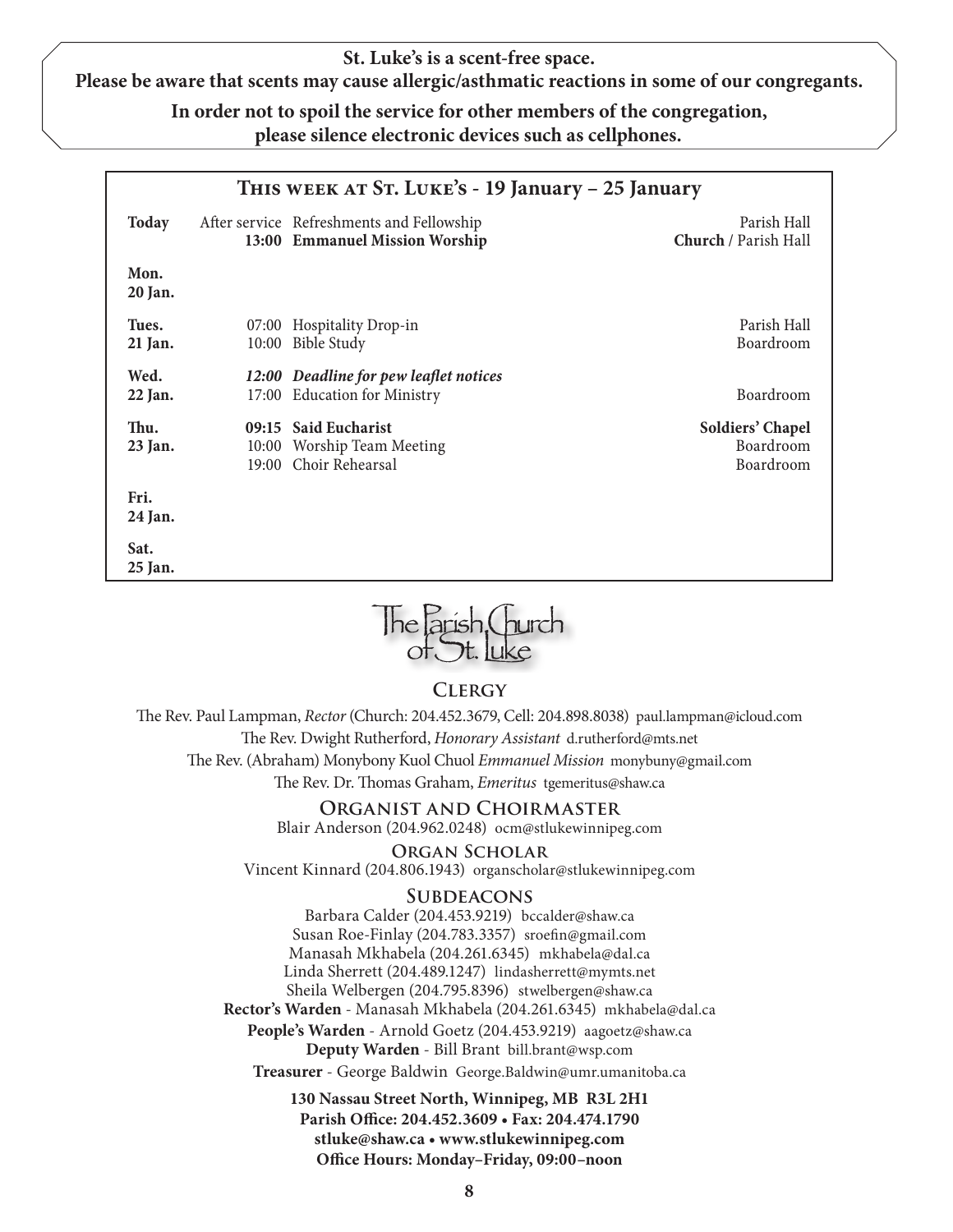**St. Luke's is a scent-free space.**
**Please be aware that scents may cause allergic/asthmatic reactions in some of our congregants.**
**In order not to spoil the service for other members of the congregation, please silence electronic devices such as cellphones.**

## This week at St. Luke's - 19 January – 25 January

| | | | |
|---|---|---|---|
| **Today** | After service | Refreshments and Fellowship | Parish Hall |
| | **13:00** | **Emmanuel Mission Worship** | **Church** / Parish Hall |
| **Mon. 20 Jan.** | | | |
| **Tues. 21 Jan.** | 07:00 | Hospitality Drop-in | Parish Hall |
| | 10:00 | Bible Study | Boardroom |
| **Wed. 22 Jan.** | ***12:00*** | ***Deadline for pew leaflet notices*** | |
| | 17:00 | Education for Ministry | Boardroom |
| **Thu. 23 Jan.** | **09:15** | **Said Eucharist** | **Soldiers' Chapel** |
| | 10:00 | Worship Team Meeting | Boardroom |
| | 19:00 | Choir Rehearsal | Boardroom |
| **Fri. 24 Jan.** | | | |
| **Sat. 25 Jan.** | | | |

The Parish Church of St. Luke

### Clergy

The Rev. Paul Lampman, *Rector* (Church: 204.452.3679, Cell: 204.898.8038) paul.lampman@icloud.com
The Rev. Dwight Rutherford, *Honorary Assistant* d.rutherford@mts.net
The Rev. (Abraham) Monybony Kuol Chuol *Emmanuel Mission* monybuny@gmail.com
The Rev. Dr. Thomas Graham, *Emeritus* tgemeritus@shaw.ca

### Organist and Choirmaster

Blair Anderson (204.962.0248) ocm@stlukewinnipeg.com

### Organ Scholar

Vincent Kinnard (204.806.1943) organscholar@stlukewinnipeg.com

### Subdeacons

Barbara Calder (204.453.9219) bccalder@shaw.ca
Susan Roe-Finlay (204.783.3357) sroefin@gmail.com
Manasah Mkhabela (204.261.6345) mkhabela@dal.ca
Linda Sherrett (204.489.1247) lindasherrett@mymts.net
Sheila Welbergen (204.795.8396) stwelbergen@shaw.ca

**Rector's Warden** - Manasah Mkhabela (204.261.6345) mkhabela@dal.ca
**People's Warden** - Arnold Goetz (204.453.9219) aagoetz@shaw.ca
**Deputy Warden** - Bill Brant bill.brant@wsp.com
**Treasurer** - George Baldwin George.Baldwin@umr.umanitoba.ca

**130 Nassau Street North, Winnipeg, MB R3L 2H1**
**Parish Office: 204.452.3609 • Fax: 204.474.1790**
**stluke@shaw.ca • www.stlukewinnipeg.com**
**Office Hours: Monday–Friday, 09:00–noon**